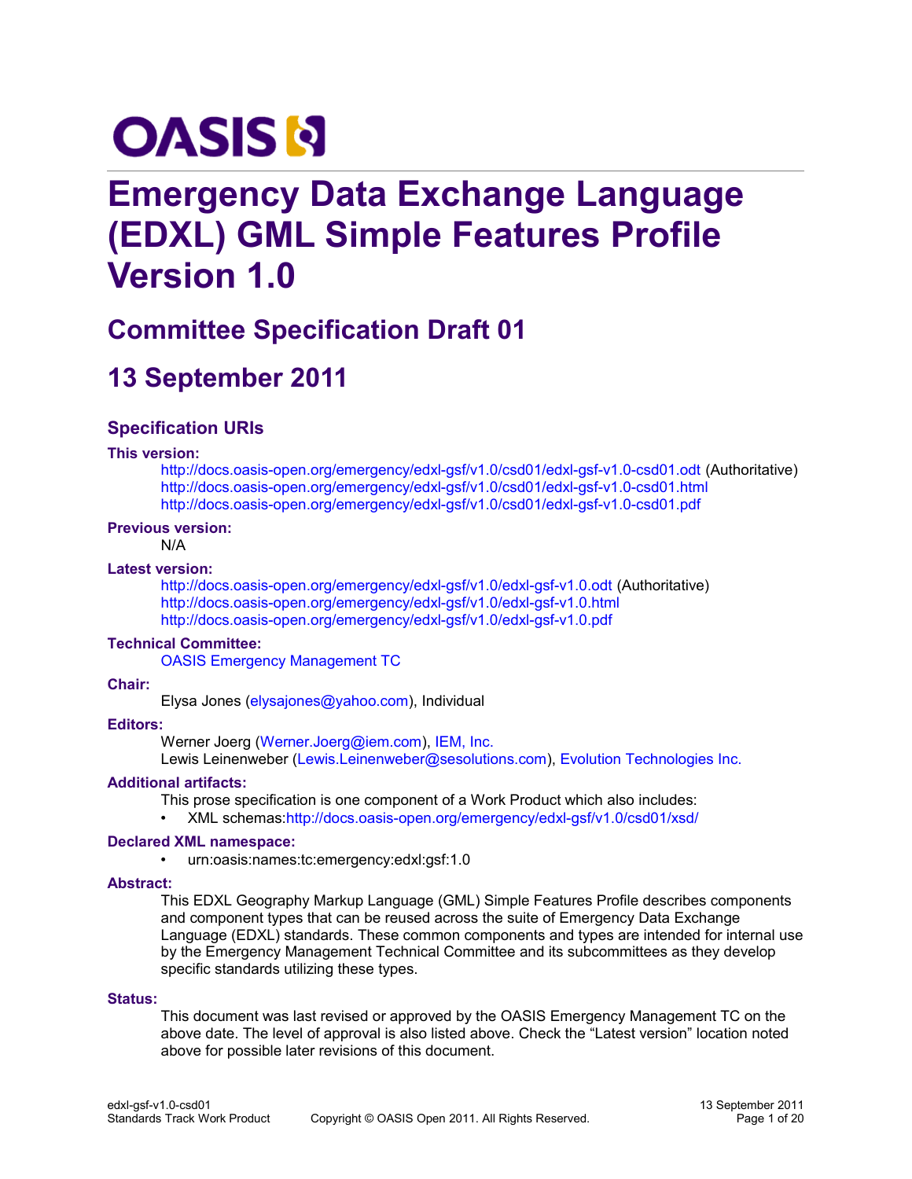OASIS

# Emergency Data Exchange Language (EDXL) GML Simple Features Profile Version 1.0

## Committee Specification Draft 01

## 13 September 2011

### Specification URIs

**This version:**

http://docs.oasis-open.org/emergency/edxl-gsf/v1.0/csd01/edxl-gsf-v1.0-csd01.odt (Authoritative)
http://docs.oasis-open.org/emergency/edxl-gsf/v1.0/csd01/edxl-gsf-v1.0-csd01.html
http://docs.oasis-open.org/emergency/edxl-gsf/v1.0/csd01/edxl-gsf-v1.0-csd01.pdf

**Previous version:**

N/A

**Latest version:**

http://docs.oasis-open.org/emergency/edxl-gsf/v1.0/edxl-gsf-v1.0.odt (Authoritative)
http://docs.oasis-open.org/emergency/edxl-gsf/v1.0/edxl-gsf-v1.0.html
http://docs.oasis-open.org/emergency/edxl-gsf/v1.0/edxl-gsf-v1.0.pdf

**Technical Committee:**

OASIS Emergency Management TC

**Chair:**

Elysa Jones (elysajones@yahoo.com), Individual

**Editors:**

Werner Joerg (Werner.Joerg@iem.com), IEM, Inc.
Lewis Leinenweber (Lewis.Leinenweber@sesolutions.com), Evolution Technologies Inc.

**Additional artifacts:**

This prose specification is one component of a Work Product which also includes:

- XML schemas:http://docs.oasis-open.org/emergency/edxl-gsf/v1.0/csd01/xsd/

**Declared XML namespace:**

- urn:oasis:names:tc:emergency:edxl:gsf:1.0

**Abstract:**

This EDXL Geography Markup Language (GML) Simple Features Profile describes components and component types that can be reused across the suite of Emergency Data Exchange Language (EDXL) standards. These common components and types are intended for internal use by the Emergency Management Technical Committee and its subcommittees as they develop specific standards utilizing these types.

**Status:**

This document was last revised or approved by the OASIS Emergency Management TC on the above date. The level of approval is also listed above. Check the "Latest version" location noted above for possible later revisions of this document.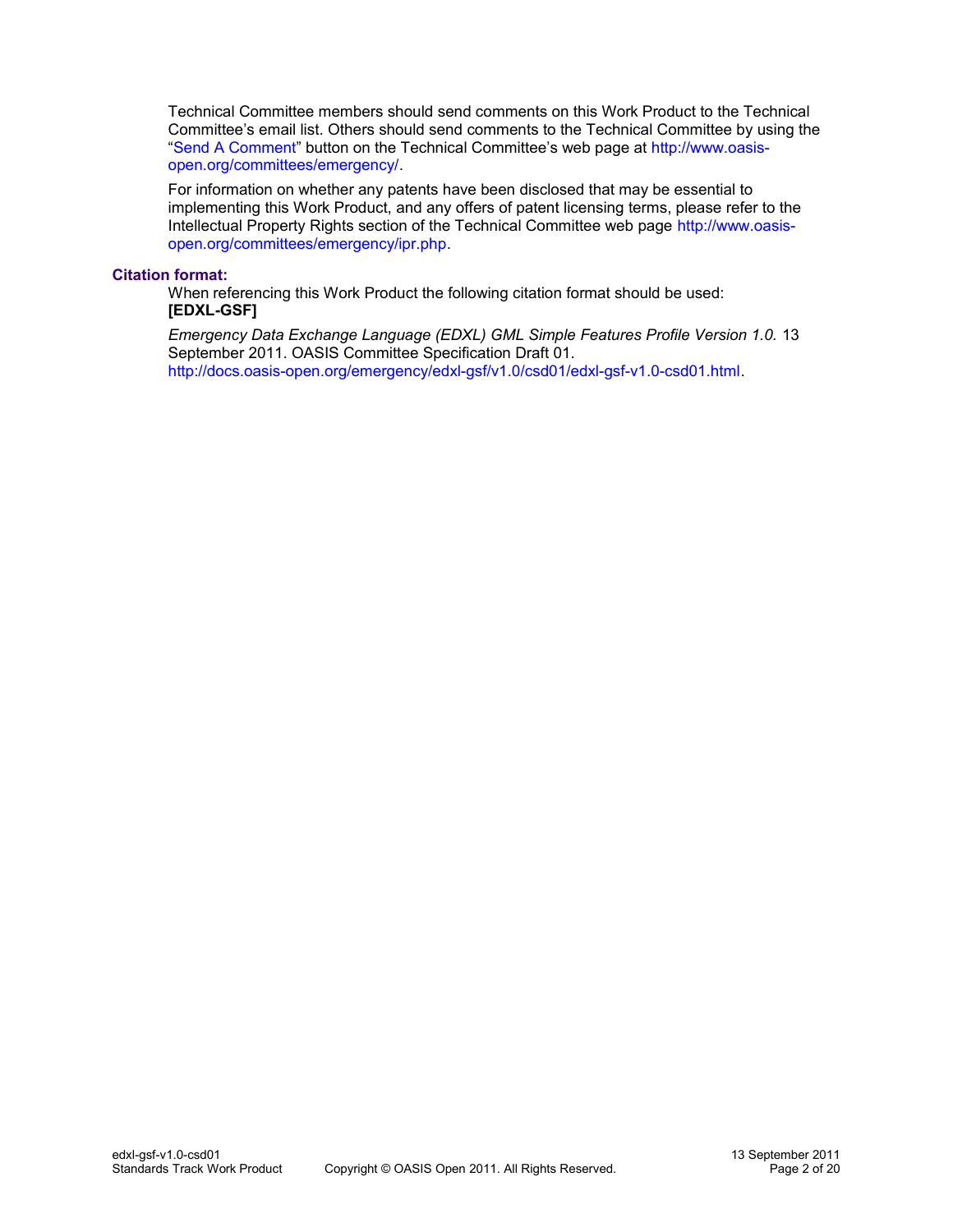Technical Committee members should send comments on this Work Product to the Technical Committee's email list. Others should send comments to the Technical Committee by using the "Send A Comment" button on the Technical Committee's web page at http://www.oasis-open.org/committees/emergency/.

For information on whether any patents have been disclosed that may be essential to implementing this Work Product, and any offers of patent licensing terms, please refer to the Intellectual Property Rights section of the Technical Committee web page http://www.oasis-open.org/committees/emergency/ipr.php.

**Citation format:**

When referencing this Work Product the following citation format should be used:
**[EDXL-GSF]**

*Emergency Data Exchange Language (EDXL) GML Simple Features Profile Version 1.0.* 13 September 2011. OASIS Committee Specification Draft 01. http://docs.oasis-open.org/emergency/edxl-gsf/v1.0/csd01/edxl-gsf-v1.0-csd01.html.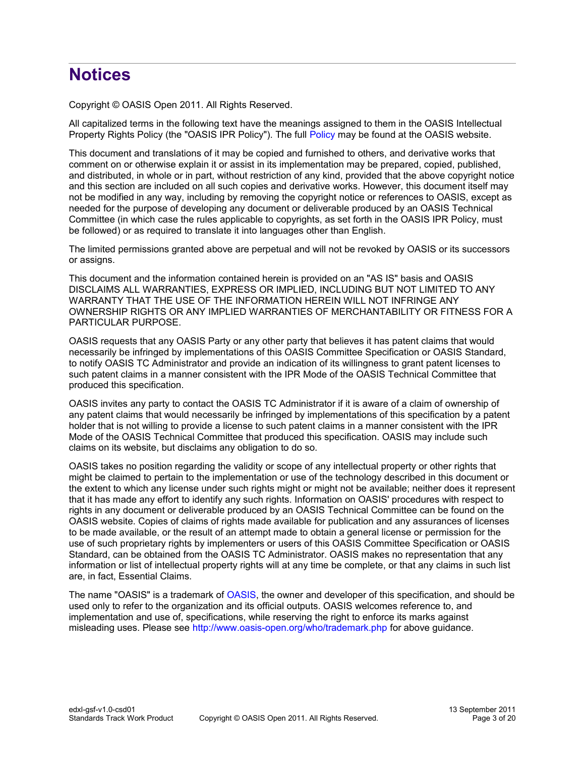# Notices

Copyright © OASIS Open 2011. All Rights Reserved.

All capitalized terms in the following text have the meanings assigned to them in the OASIS Intellectual Property Rights Policy (the "OASIS IPR Policy"). The full Policy may be found at the OASIS website.

This document and translations of it may be copied and furnished to others, and derivative works that comment on or otherwise explain it or assist in its implementation may be prepared, copied, published, and distributed, in whole or in part, without restriction of any kind, provided that the above copyright notice and this section are included on all such copies and derivative works. However, this document itself may not be modified in any way, including by removing the copyright notice or references to OASIS, except as needed for the purpose of developing any document or deliverable produced by an OASIS Technical Committee (in which case the rules applicable to copyrights, as set forth in the OASIS IPR Policy, must be followed) or as required to translate it into languages other than English.

The limited permissions granted above are perpetual and will not be revoked by OASIS or its successors or assigns.

This document and the information contained herein is provided on an "AS IS" basis and OASIS DISCLAIMS ALL WARRANTIES, EXPRESS OR IMPLIED, INCLUDING BUT NOT LIMITED TO ANY WARRANTY THAT THE USE OF THE INFORMATION HEREIN WILL NOT INFRINGE ANY OWNERSHIP RIGHTS OR ANY IMPLIED WARRANTIES OF MERCHANTABILITY OR FITNESS FOR A PARTICULAR PURPOSE.

OASIS requests that any OASIS Party or any other party that believes it has patent claims that would necessarily be infringed by implementations of this OASIS Committee Specification or OASIS Standard, to notify OASIS TC Administrator and provide an indication of its willingness to grant patent licenses to such patent claims in a manner consistent with the IPR Mode of the OASIS Technical Committee that produced this specification.

OASIS invites any party to contact the OASIS TC Administrator if it is aware of a claim of ownership of any patent claims that would necessarily be infringed by implementations of this specification by a patent holder that is not willing to provide a license to such patent claims in a manner consistent with the IPR Mode of the OASIS Technical Committee that produced this specification. OASIS may include such claims on its website, but disclaims any obligation to do so.

OASIS takes no position regarding the validity or scope of any intellectual property or other rights that might be claimed to pertain to the implementation or use of the technology described in this document or the extent to which any license under such rights might or might not be available; neither does it represent that it has made any effort to identify any such rights. Information on OASIS' procedures with respect to rights in any document or deliverable produced by an OASIS Technical Committee can be found on the OASIS website. Copies of claims of rights made available for publication and any assurances of licenses to be made available, or the result of an attempt made to obtain a general license or permission for the use of such proprietary rights by implementers or users of this OASIS Committee Specification or OASIS Standard, can be obtained from the OASIS TC Administrator. OASIS makes no representation that any information or list of intellectual property rights will at any time be complete, or that any claims in such list are, in fact, Essential Claims.

The name "OASIS" is a trademark of OASIS, the owner and developer of this specification, and should be used only to refer to the organization and its official outputs. OASIS welcomes reference to, and implementation and use of, specifications, while reserving the right to enforce its marks against misleading uses. Please see http://www.oasis-open.org/who/trademark.php for above guidance.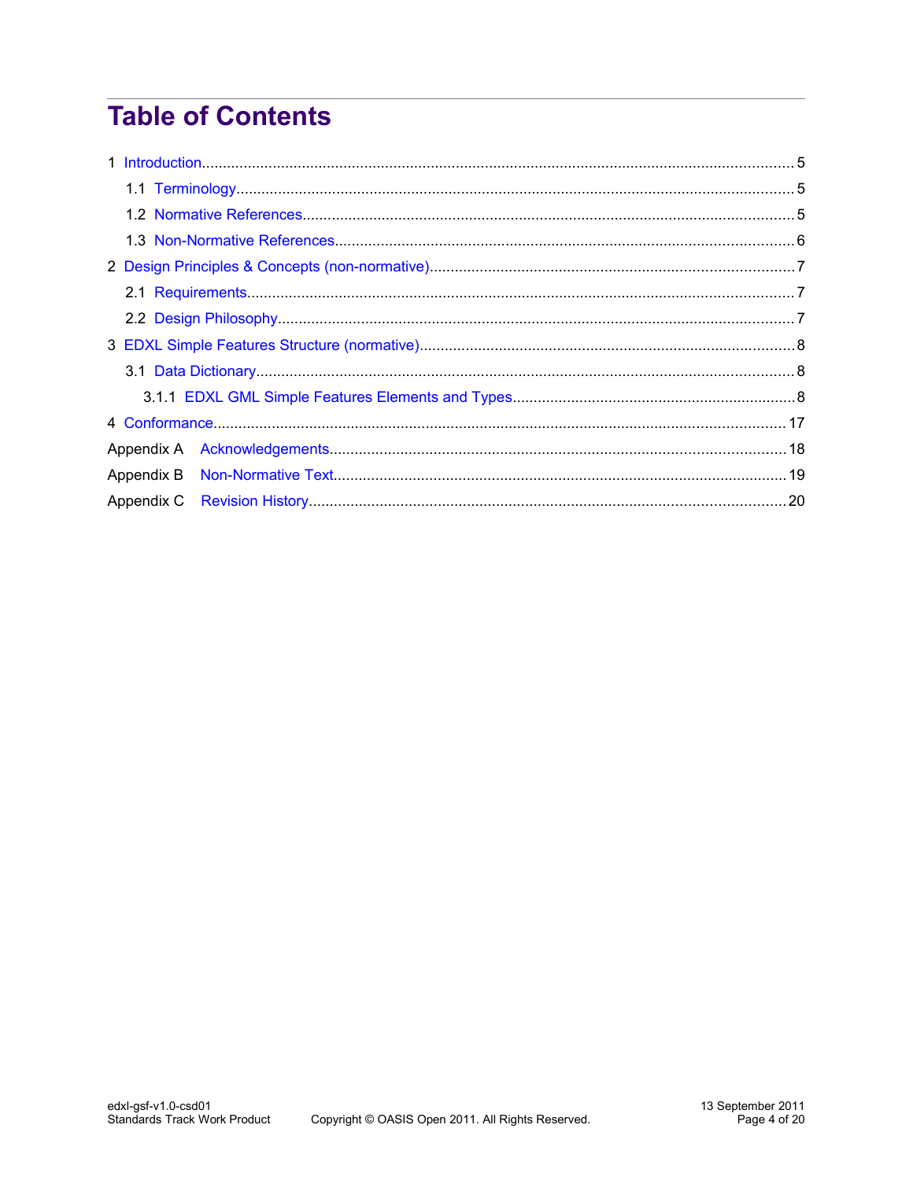# Table of Contents

1 Introduction .......... 5

  1.1 Terminology .......... 5

  1.2 Normative References .......... 5

  1.3 Non-Normative References .......... 6

2 Design Principles & Concepts (non-normative) .......... 7

  2.1 Requirements .......... 7

  2.2 Design Philosophy .......... 7

3 EDXL Simple Features Structure (normative) .......... 8

  3.1 Data Dictionary .......... 8

    3.1.1 EDXL GML Simple Features Elements and Types .......... 8

4 Conformance .......... 17

Appendix A Acknowledgements .......... 18

Appendix B Non-Normative Text .......... 19

Appendix C Revision History .......... 20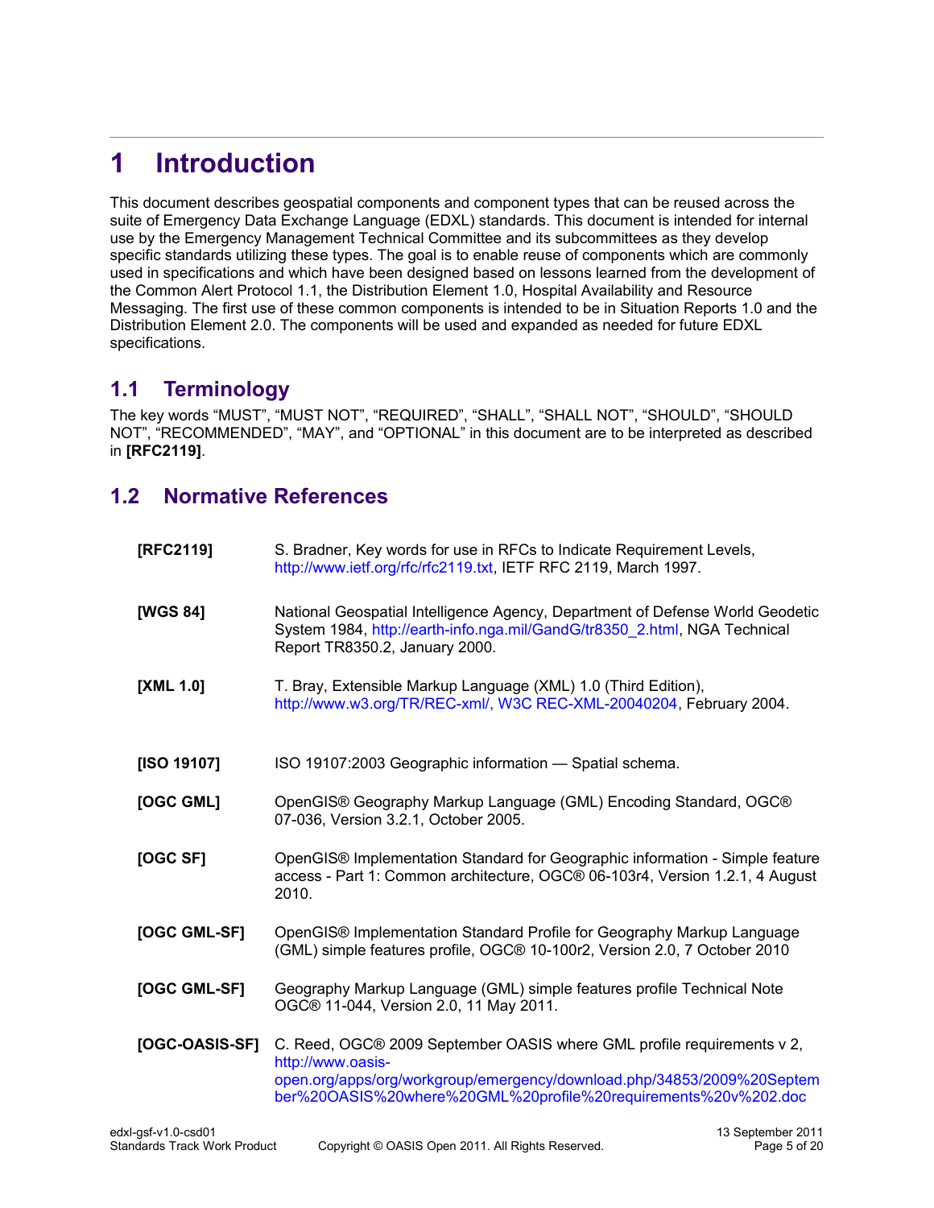# 1 Introduction

This document describes geospatial components and component types that can be reused across the suite of Emergency Data Exchange Language (EDXL) standards. This document is intended for internal use by the Emergency Management Technical Committee and its subcommittees as they develop specific standards utilizing these types. The goal is to enable reuse of components which are commonly used in specifications and which have been designed based on lessons learned from the development of the Common Alert Protocol 1.1, the Distribution Element 1.0, Hospital Availability and Resource Messaging. The first use of these common components is intended to be in Situation Reports 1.0 and the Distribution Element 2.0. The components will be used and expanded as needed for future EDXL specifications.

## 1.1 Terminology

The key words “MUST”, “MUST NOT”, “REQUIRED”, “SHALL”, “SHALL NOT”, “SHOULD”, “SHOULD NOT”, “RECOMMENDED”, “MAY”, and “OPTIONAL” in this document are to be interpreted as described in **[RFC2119]**.

## 1.2 Normative References

**[RFC2119]** S. Bradner, Key words for use in RFCs to Indicate Requirement Levels, http://www.ietf.org/rfc/rfc2119.txt, IETF RFC 2119, March 1997.

**[WGS 84]** National Geospatial Intelligence Agency, Department of Defense World Geodetic System 1984, http://earth-info.nga.mil/GandG/tr8350_2.html, NGA Technical Report TR8350.2, January 2000.

**[XML 1.0]** T. Bray, Extensible Markup Language (XML) 1.0 (Third Edition), http://www.w3.org/TR/REC-xml/, W3C REC-XML-20040204, February 2004.

**[ISO 19107]** ISO 19107:2003 Geographic information — Spatial schema.

**[OGC GML]** OpenGIS® Geography Markup Language (GML) Encoding Standard, OGC® 07-036, Version 3.2.1, October 2005.

**[OGC SF]** OpenGIS® Implementation Standard for Geographic information - Simple feature access - Part 1: Common architecture, OGC® 06-103r4, Version 1.2.1, 4 August 2010.

**[OGC GML-SF]** OpenGIS® Implementation Standard Profile for Geography Markup Language (GML) simple features profile, OGC® 10-100r2, Version 2.0, 7 October 2010

**[OGC GML-SF]** Geography Markup Language (GML) simple features profile Technical Note OGC® 11-044, Version 2.0, 11 May 2011.

**[OGC-OASIS-SF]** C. Reed, OGC® 2009 September OASIS where GML profile requirements v 2, http://www.oasis-open.org/apps/org/workgroup/emergency/download.php/34853/2009%20September%20OASIS%20where%20GML%20profile%20requirements%20v%202.doc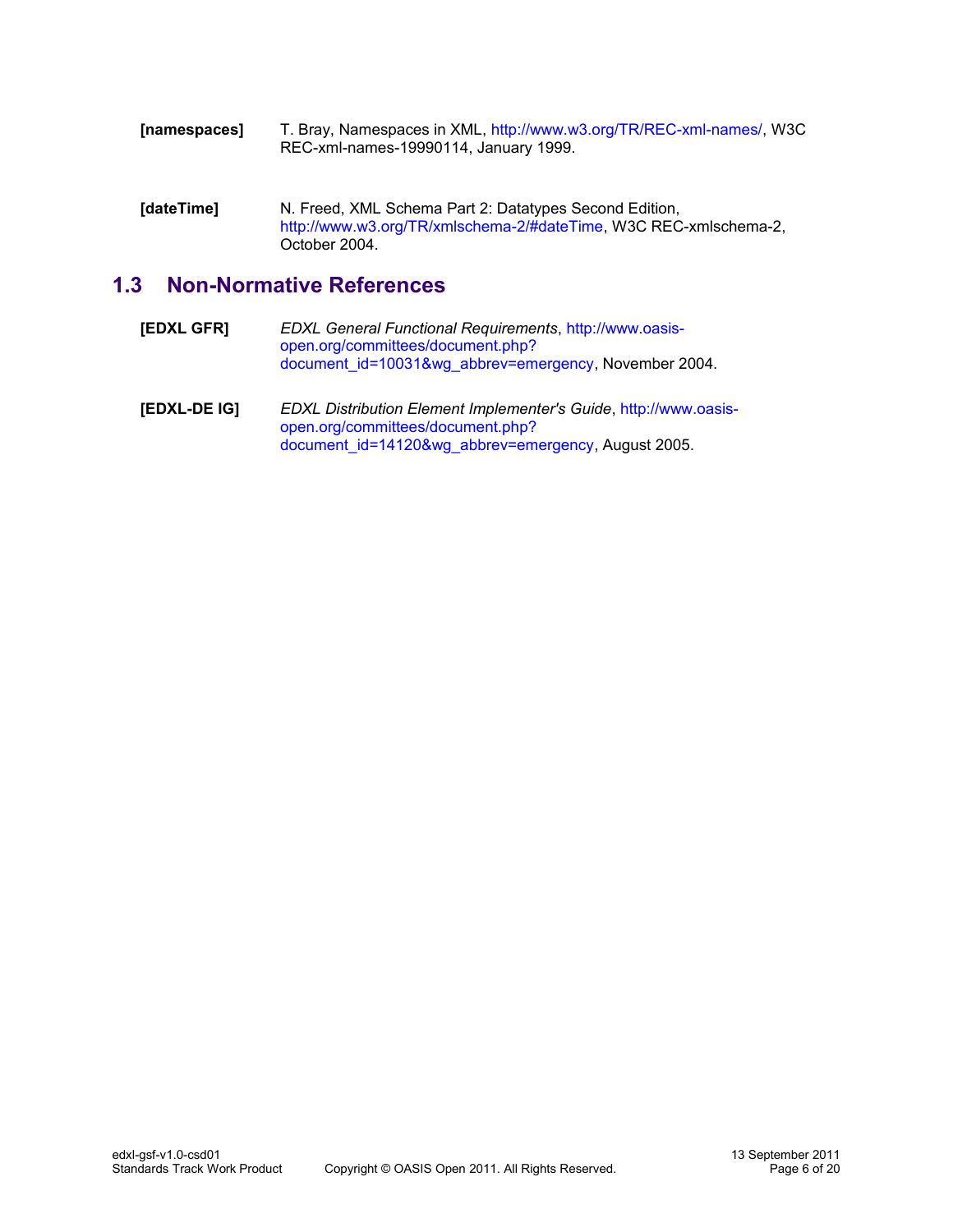**[namespaces]** T. Bray, Namespaces in XML, http://www.w3.org/TR/REC-xml-names/, W3C REC-xml-names-19990114, January 1999.

**[dateTime]** N. Freed, XML Schema Part 2: Datatypes Second Edition, http://www.w3.org/TR/xmlschema-2/#dateTime, W3C REC-xmlschema-2, October 2004.

## 1.3 Non-Normative References

**[EDXL GFR]** *EDXL General Functional Requirements*, http://www.oasis-open.org/committees/document.php?document_id=10031&wg_abbrev=emergency, November 2004.

**[EDXL-DE IG]** *EDXL Distribution Element Implementer's Guide*, http://www.oasis-open.org/committees/document.php?document_id=14120&wg_abbrev=emergency, August 2005.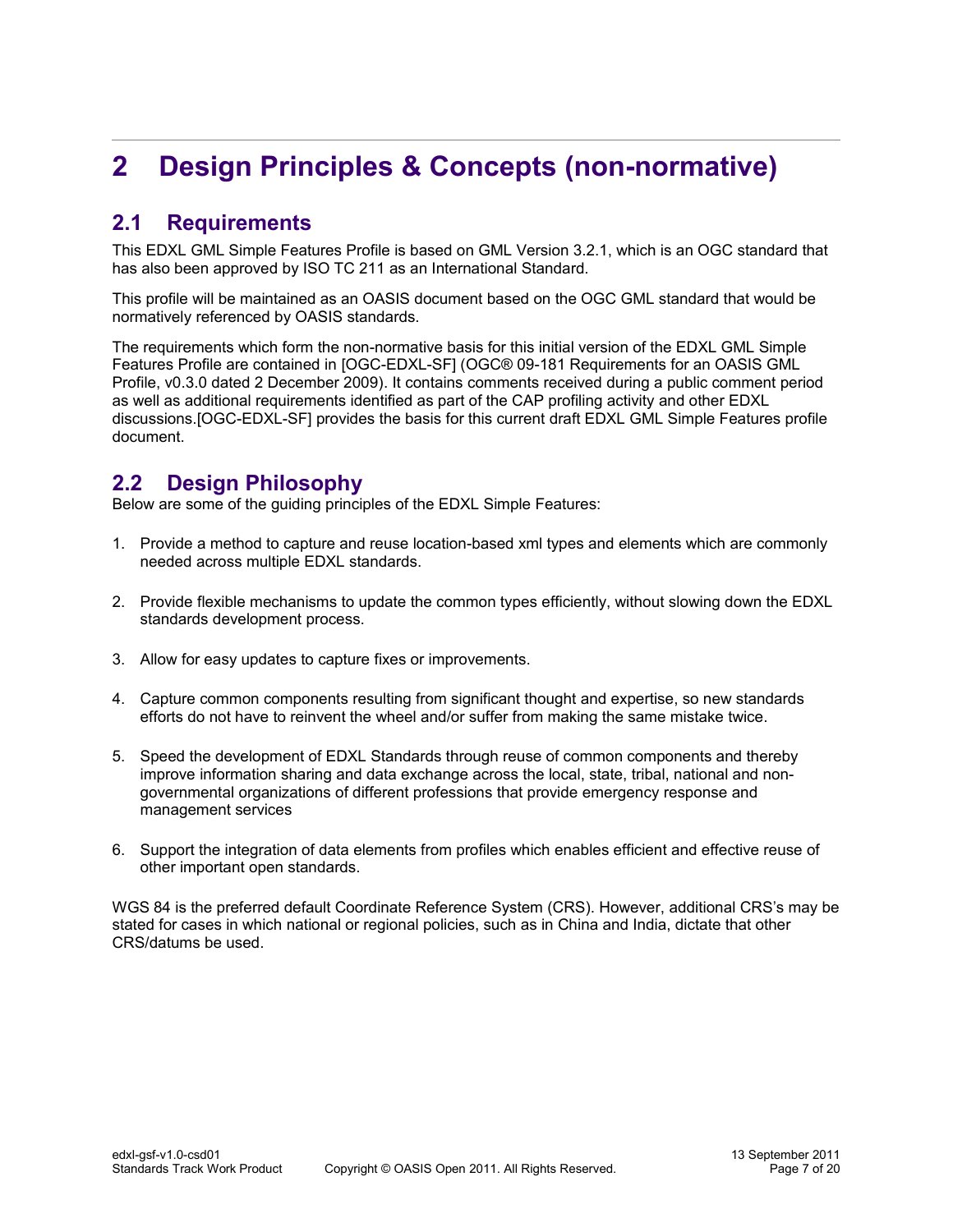# 2 Design Principles & Concepts (non-normative)

## 2.1 Requirements

This EDXL GML Simple Features Profile is based on GML Version 3.2.1, which is an OGC standard that has also been approved by ISO TC 211 as an International Standard.

This profile will be maintained as an OASIS document based on the OGC GML standard that would be normatively referenced by OASIS standards.

The requirements which form the non-normative basis for this initial version of the EDXL GML Simple Features Profile are contained in [OGC-EDXL-SF] (OGC® 09-181 Requirements for an OASIS GML Profile, v0.3.0 dated 2 December 2009). It contains comments received during a public comment period as well as additional requirements identified as part of the CAP profiling activity and other EDXL discussions.[OGC-EDXL-SF] provides the basis for this current draft EDXL GML Simple Features profile document.

## 2.2 Design Philosophy

Below are some of the guiding principles of the EDXL Simple Features:

1. Provide a method to capture and reuse location-based xml types and elements which are commonly needed across multiple EDXL standards.

2. Provide flexible mechanisms to update the common types efficiently, without slowing down the EDXL standards development process.

3. Allow for easy updates to capture fixes or improvements.

4. Capture common components resulting from significant thought and expertise, so new standards efforts do not have to reinvent the wheel and/or suffer from making the same mistake twice.

5. Speed the development of EDXL Standards through reuse of common components and thereby improve information sharing and data exchange across the local, state, tribal, national and non-governmental organizations of different professions that provide emergency response and management services

6. Support the integration of data elements from profiles which enables efficient and effective reuse of other important open standards.

WGS 84 is the preferred default Coordinate Reference System (CRS). However, additional CRS's may be stated for cases in which national or regional policies, such as in China and India, dictate that other CRS/datums be used.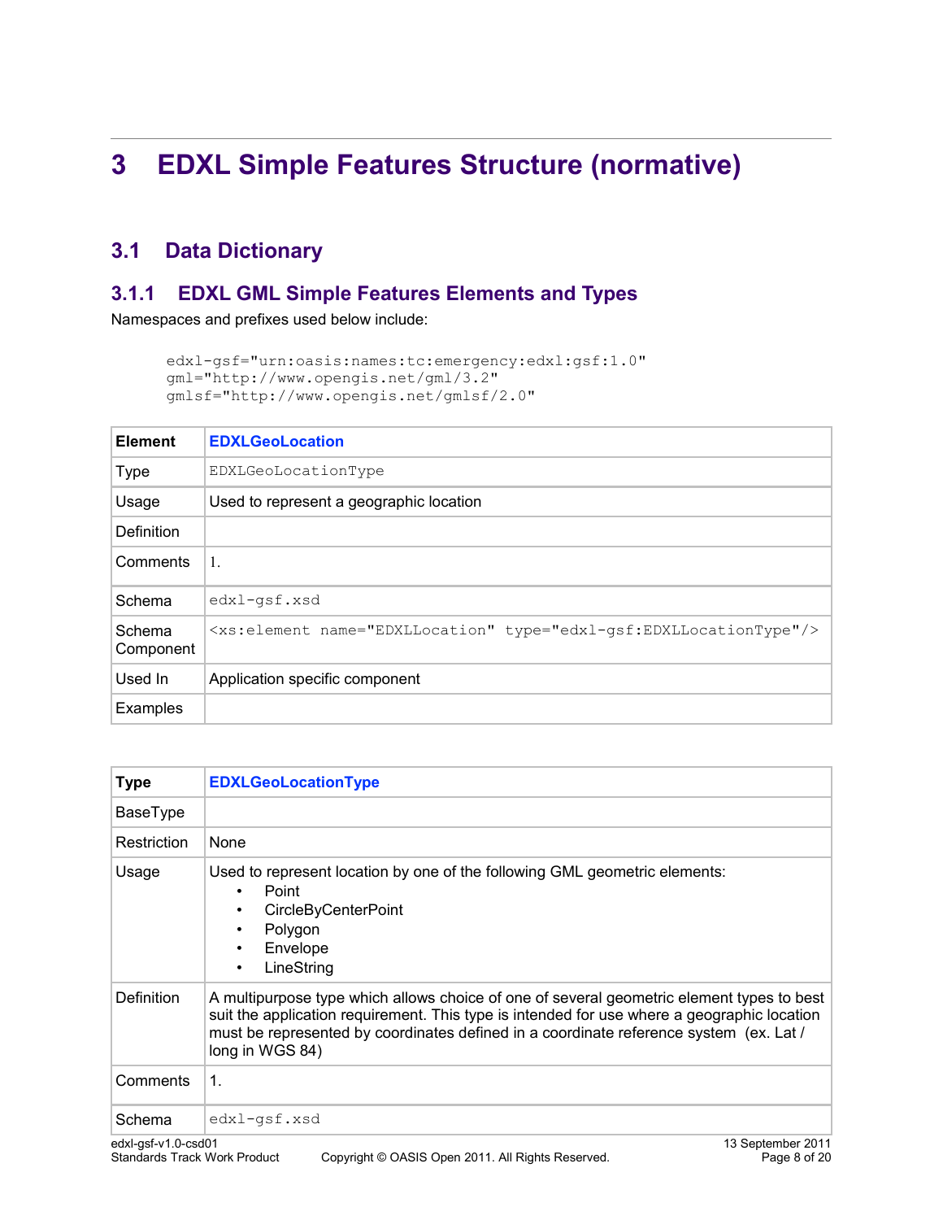# 3 EDXL Simple Features Structure (normative)

## 3.1 Data Dictionary

### 3.1.1 EDXL GML Simple Features Elements and Types

Namespaces and prefixes used below include:

```
edxl-gsf="urn:oasis:names:tc:emergency:edxl:gsf:1.0"
gml="http://www.opengis.net/gml/3.2"
gmlsf="http://www.opengis.net/gmlsf/2.0"
```

| **Element** | **EDXLGeoLocation** |
|---|---|
| Type | `EDXLGeoLocationType` |
| Usage | Used to represent a geographic location |
| Definition | |
| Comments | 1. |
| Schema | `edxl-gsf.xsd` |
| Schema Component | `<xs:element name="EDXLLocation" type="edxl-gsf:EDXLLocationType"/>` |
| Used In | Application specific component |
| Examples | |

| **Type** | **EDXLGeoLocationType** |
|---|---|
| BaseType | |
| Restriction | None |
| Usage | Used to represent location by one of the following GML geometric elements:<br>• Point<br>• CircleByCenterPoint<br>• Polygon<br>• Envelope<br>• LineString |
| Definition | A multipurpose type which allows choice of one of several geometric element types to best suit the application requirement. This type is intended for use where a geographic location must be represented by coordinates defined in a coordinate reference system (ex. Lat / long in WGS 84) |
| Comments | 1. |
| Schema | `edxl-gsf.xsd` |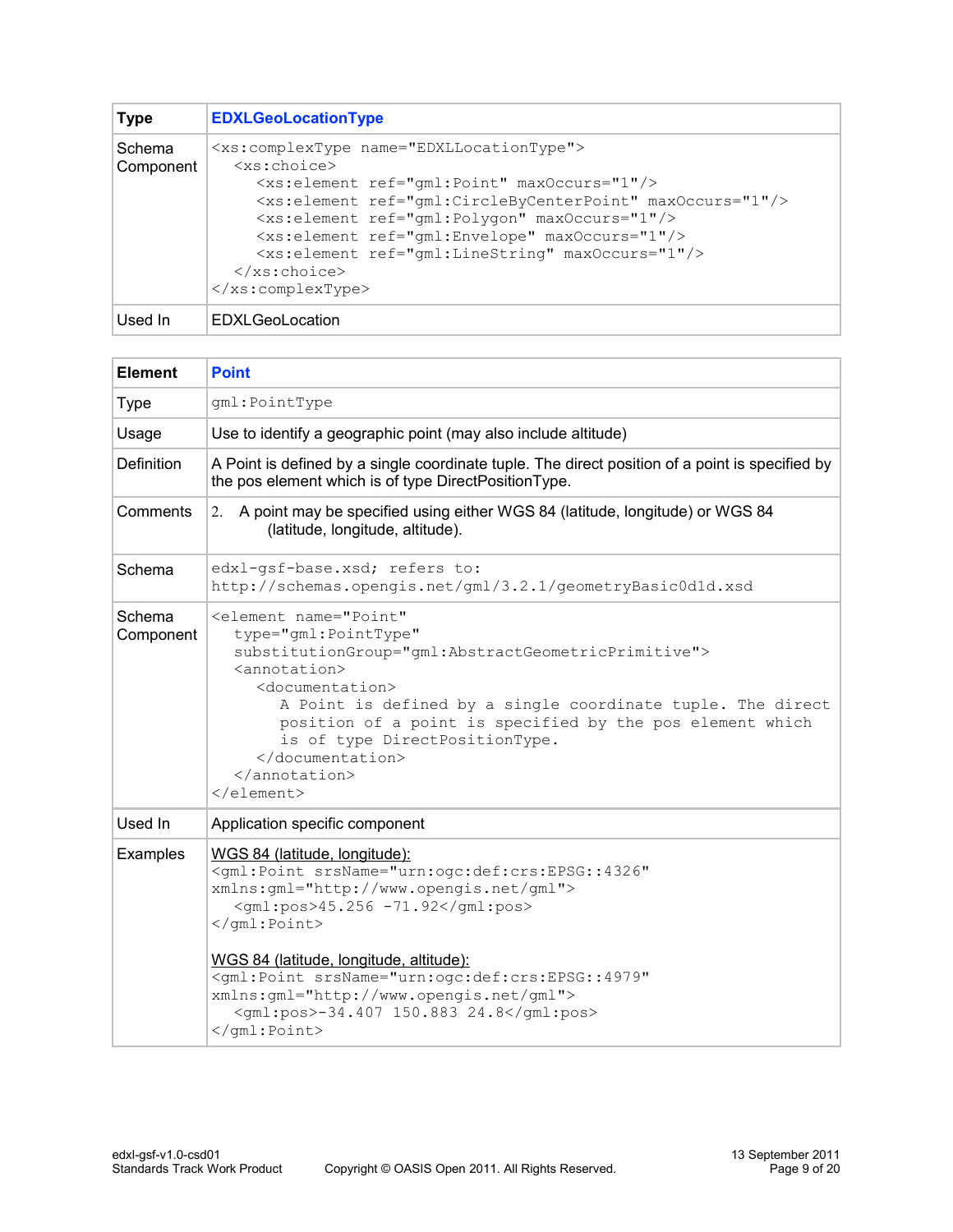| Type | **EDXLGeoLocationType** |
|---|---|
| Schema Component | `<xs:complexType name="EDXLLocationType">`<br>`  <xs:choice>`<br>`    <xs:element ref="gml:Point" maxOccurs="1"/>`<br>`    <xs:element ref="gml:CircleByCenterPoint" maxOccurs="1"/>`<br>`    <xs:element ref="gml:Polygon" maxOccurs="1"/>`<br>`    <xs:element ref="gml:Envelope" maxOccurs="1"/>`<br>`    <xs:element ref="gml:LineString" maxOccurs="1"/>`<br>`  </xs:choice>`<br>`</xs:complexType>` |
| Used In | EDXLGeoLocation |

| Element | **Point** |
|---|---|
| Type | `gml:PointType` |
| Usage | Use to identify a geographic point (may also include altitude) |
| Definition | A Point is defined by a single coordinate tuple. The direct position of a point is specified by the pos element which is of type DirectPositionType. |
| Comments | 2. A point may be specified using either WGS 84 (latitude, longitude) or WGS 84 (latitude, longitude, altitude). |
| Schema | `edxl-gsf-base.xsd; refers to:`<br>`http://schemas.opengis.net/gml/3.2.1/geometryBasic0d1d.xsd` |
| Schema Component | `<element name="Point"`<br>`  type="gml:PointType"`<br>`  substitutionGroup="gml:AbstractGeometricPrimitive">`<br>`  <annotation>`<br>`    <documentation>`<br>`      A Point is defined by a single coordinate tuple. The direct position of a point is specified by the pos element which is of type DirectPositionType.`<br>`    </documentation>`<br>`  </annotation>`<br>`</element>` |
| Used In | Application specific component |
| Examples | WGS 84 (latitude, longitude):<br>`<gml:Point srsName="urn:ogc:def:crs:EPSG::4326" xmlns:gml="http://www.opengis.net/gml">`<br>`  <gml:pos>45.256 -71.92</gml:pos>`<br>`</gml:Point>`<br><br>WGS 84 (latitude, longitude, altitude):<br>`<gml:Point srsName="urn:ogc:def:crs:EPSG::4979" xmlns:gml="http://www.opengis.net/gml">`<br>`  <gml:pos>-34.407 150.883 24.8</gml:pos>`<br>`</gml:Point>` |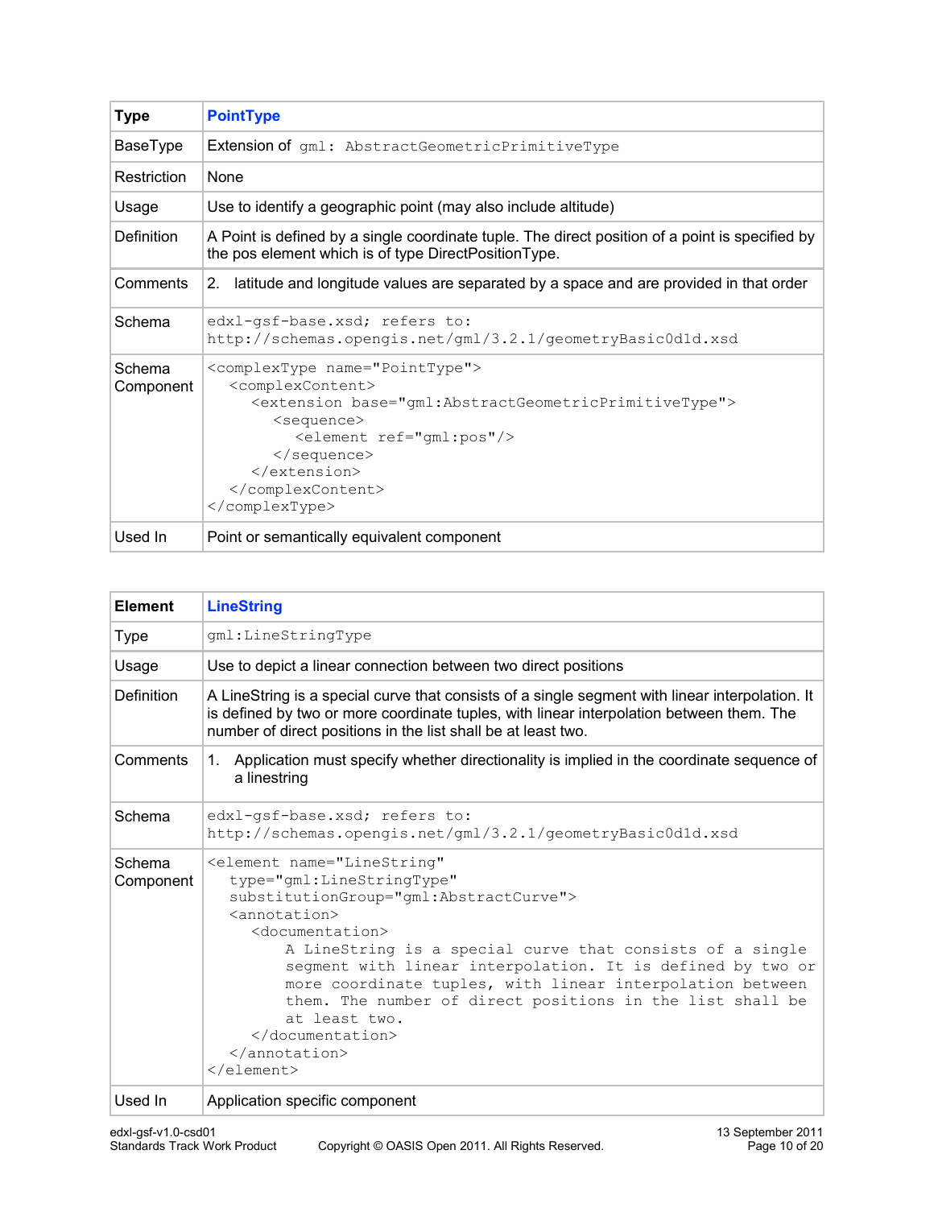| Type | PointType |
|---|---|
| BaseType | Extension of `gml: AbstractGeometricPrimitiveType` |
| Restriction | None |
| Usage | Use to identify a geographic point (may also include altitude) |
| Definition | A Point is defined by a single coordinate tuple. The direct position of a point is specified by the pos element which is of type DirectPositionType. |
| Comments | 2. latitude and longitude values are separated by a space and are provided in that order |
| Schema | `edxl-gsf-base.xsd; refers to: http://schemas.opengis.net/gml/3.2.1/geometryBasic0d1d.xsd` |
| Schema Component | `<complexType name="PointType"> <complexContent> <extension base="gml:AbstractGeometricPrimitiveType"> <sequence> <element ref="gml:pos"/> </sequence> </extension> </complexContent> </complexType>` |
| Used In | Point or semantically equivalent component |

```
<complexType name="PointType">
  <complexContent>
    <extension base="gml:AbstractGeometricPrimitiveType">
      <sequence>
        <element ref="gml:pos"/>
      </sequence>
    </extension>
  </complexContent>
</complexType>
```

| Element | LineString |
|---|---|
| Type | `gml:LineStringType` |
| Usage | Use to depict a linear connection between two direct positions |
| Definition | A LineString is a special curve that consists of a single segment with linear interpolation. It is defined by two or more coordinate tuples, with linear interpolation between them. The number of direct positions in the list shall be at least two. |
| Comments | 1. Application must specify whether directionality is implied in the coordinate sequence of a linestring |
| Schema | `edxl-gsf-base.xsd; refers to: http://schemas.opengis.net/gml/3.2.1/geometryBasic0d1d.xsd` |
| Schema Component | `<element name="LineString" type="gml:LineStringType" substitutionGroup="gml:AbstractCurve"> <annotation> <documentation> A LineString is a special curve that consists of a single segment with linear interpolation. It is defined by two or more coordinate tuples, with linear interpolation between them. The number of direct positions in the list shall be at least two. </documentation> </annotation> </element>` |
| Used In | Application specific component |

```
<element name="LineString"
  type="gml:LineStringType"
  substitutionGroup="gml:AbstractCurve">
  <annotation>
    <documentation>
       A LineString is a special curve that consists of a single
       segment with linear interpolation. It is defined by two or
       more coordinate tuples, with linear interpolation between
       them. The number of direct positions in the list shall be
       at least two.
    </documentation>
  </annotation>
</element>
```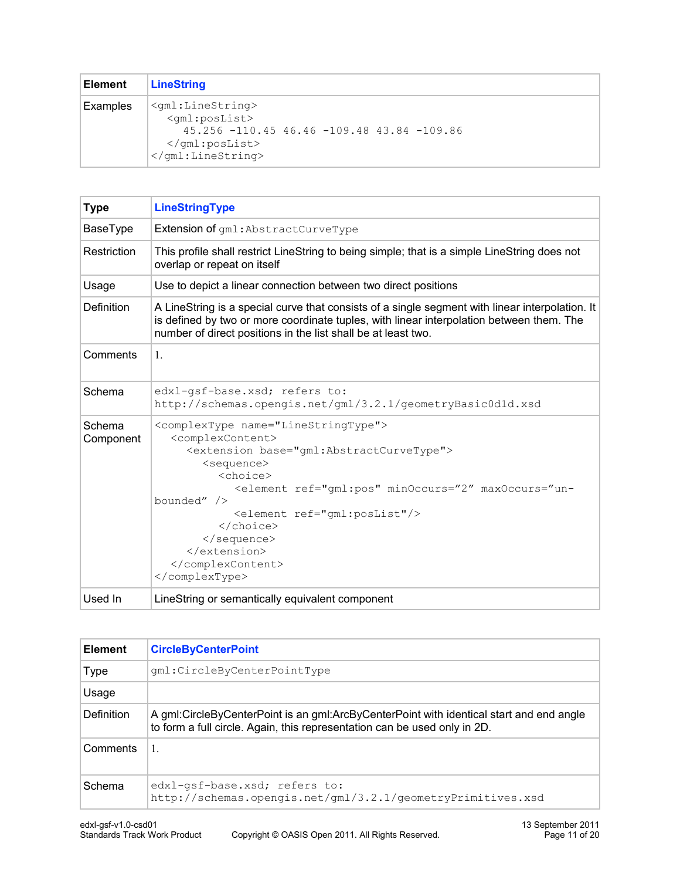| Element | LineString |
| --- | --- |
| Examples | `<gml:LineString>`<br>`  <gml:posList>`<br>`    45.256 -110.45 46.46 -109.48 43.84 -109.86`<br>`  </gml:posList>`<br>`</gml:LineString>` |

| Type | LineStringType |
| --- | --- |
| BaseType | Extension of `gml:AbstractCurveType` |
| Restriction | This profile shall restrict LineString to being simple; that is a simple LineString does not overlap or repeat on itself |
| Usage | Use to depict a linear connection between two direct positions |
| Definition | A LineString is a special curve that consists of a single segment with linear interpolation. It is defined by two or more coordinate tuples, with linear interpolation between them. The number of direct positions in the list shall be at least two. |
| Comments | 1. |
| Schema | `edxl-gsf-base.xsd; refers to: http://schemas.opengis.net/gml/3.2.1/geometryBasic0d1d.xsd` |
| Schema Component | `<complexType name="LineStringType">`<br>`  <complexContent>`<br>`    <extension base="gml:AbstractCurveType">`<br>`      <sequence>`<br>`        <choice>`<br>`          <element ref="gml:pos" minOccurs="2" maxOccurs="un-bounded" />`<br>`          <element ref="gml:posList"/>`<br>`        </choice>`<br>`      </sequence>`<br>`    </extension>`<br>`  </complexContent>`<br>`</complexType>` |
| Used In | LineString or semantically equivalent component |

| Element | CircleByCenterPoint |
| --- | --- |
| Type | `gml:CircleByCenterPointType` |
| Usage | |
| Definition | A gml:CircleByCenterPoint is an gml:ArcByCenterPoint with identical start and end angle to form a full circle. Again, this representation can be used only in 2D. |
| Comments | 1. |
| Schema | `edxl-gsf-base.xsd; refers to: http://schemas.opengis.net/gml/3.2.1/geometryPrimitives.xsd` |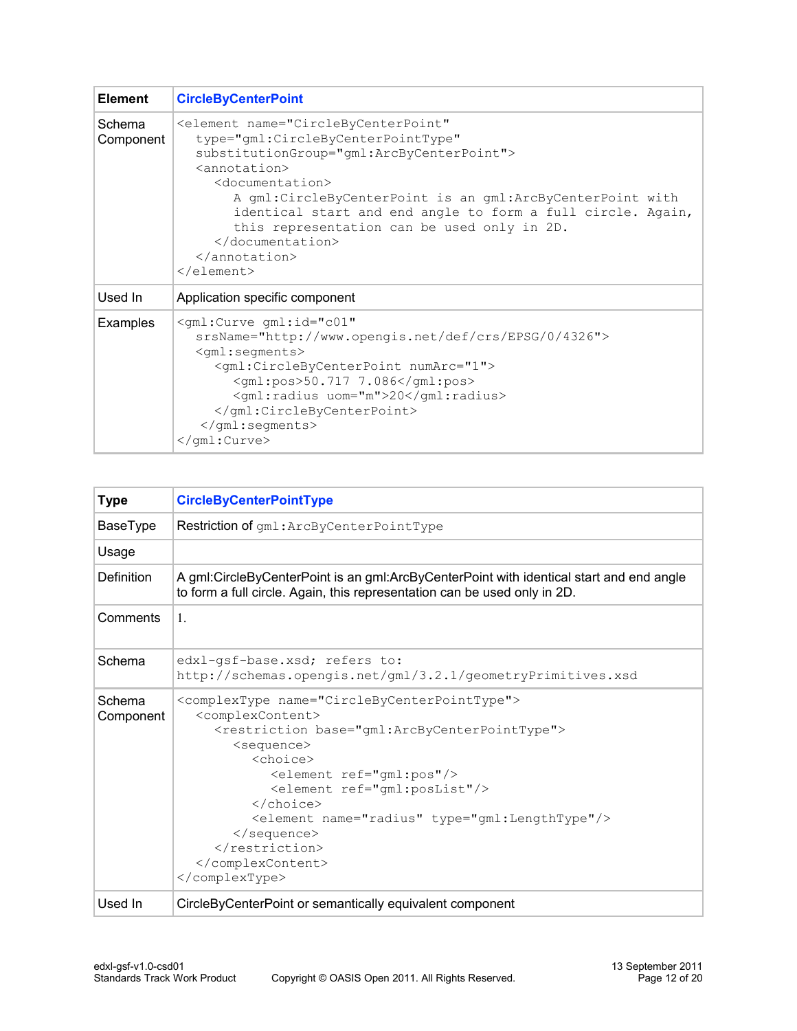| Element | CircleByCenterPoint |
|---|---|
| Schema Component | `<element name="CircleByCenterPoint" type="gml:CircleByCenterPointType" substitutionGroup="gml:ArcByCenterPoint"> <annotation> <documentation> A gml:CircleByCenterPoint is an gml:ArcByCenterPoint with identical start and end angle to form a full circle. Again, this representation can be used only in 2D. </documentation> </annotation> </element>` |
| Used In | Application specific component |
| Examples | `<gml:Curve gml:id="c01" srsName="http://www.opengis.net/def/crs/EPSG/0/4326"> <gml:segments> <gml:CircleByCenterPoint numArc="1"> <gml:pos>50.717 7.086</gml:pos> <gml:radius uom="m">20</gml:radius> </gml:CircleByCenterPoint> </gml:segments> </gml:Curve>` |

| Type | CircleByCenterPointType |
|---|---|
| BaseType | Restriction of `gml:ArcByCenterPointType` |
| Usage | |
| Definition | A gml:CircleByCenterPoint is an gml:ArcByCenterPoint with identical start and end angle to form a full circle. Again, this representation can be used only in 2D. |
| Comments | 1. |
| Schema | `edxl-gsf-base.xsd; refers to: http://schemas.opengis.net/gml/3.2.1/geometryPrimitives.xsd` |
| Schema Component | `<complexType name="CircleByCenterPointType"> <complexContent> <restriction base="gml:ArcByCenterPointType"> <sequence> <choice> <element ref="gml:pos"/> <element ref="gml:posList"/> </choice> <element name="radius" type="gml:LengthType"/> </sequence> </restriction> </complexContent> </complexType>` |
| Used In | CircleByCenterPoint or semantically equivalent component |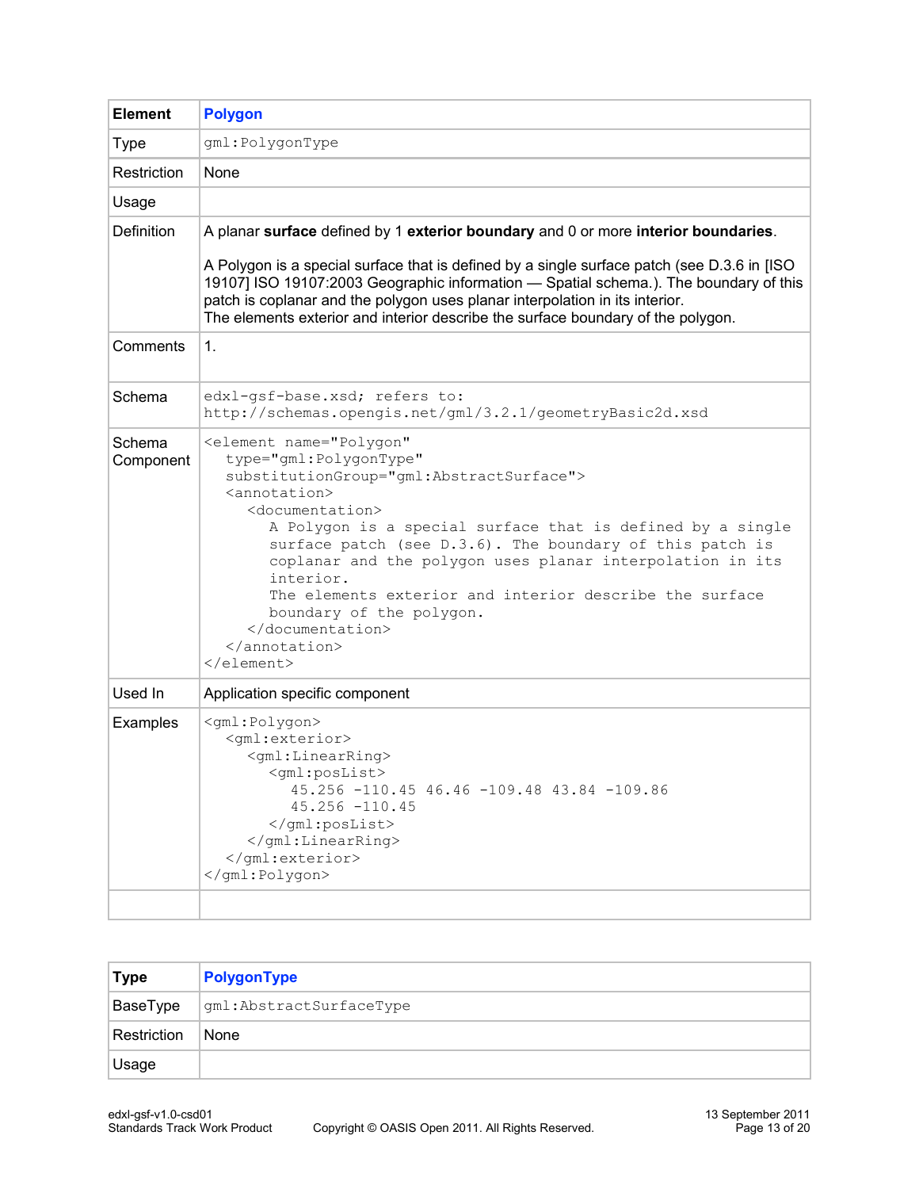| **Element** | **Polygon** |
|---|---|
| Type | `gml:PolygonType` |
| Restriction | None |
| Usage | |
| Definition | A planar **surface** defined by 1 **exterior boundary** and 0 or more **interior boundaries**.<br><br>A Polygon is a special surface that is defined by a single surface patch (see D.3.6 in [ISO 19107] ISO 19107:2003 Geographic information — Spatial schema.). The boundary of this patch is coplanar and the polygon uses planar interpolation in its interior.<br>The elements exterior and interior describe the surface boundary of the polygon. |
| Comments | 1. |
| Schema | `edxl-gsf-base.xsd; refers to: http://schemas.opengis.net/gml/3.2.1/geometryBasic2d.xsd` |
| Schema Component | `<element name="Polygon" type="gml:PolygonType" substitutionGroup="gml:AbstractSurface"> <annotation> <documentation> A Polygon is a special surface that is defined by a single surface patch (see D.3.6). The boundary of this patch is coplanar and the polygon uses planar interpolation in its interior. The elements exterior and interior describe the surface boundary of the polygon. </documentation> </annotation> </element>` |
| Used In | Application specific component |
| Examples | `<gml:Polygon> <gml:exterior> <gml:LinearRing> <gml:posList> 45.256 -110.45 46.46 -109.48 43.84 -109.86 45.256 -110.45 </gml:posList> </gml:LinearRing> </gml:exterior> </gml:Polygon>` |
| | |

Schema Component:

```
<element name="Polygon"
  type="gml:PolygonType"
  substitutionGroup="gml:AbstractSurface">
  <annotation>
    <documentation>
      A Polygon is a special surface that is defined by a single
      surface patch (see D.3.6). The boundary of this patch is
      coplanar and the polygon uses planar interpolation in its
      interior.
      The elements exterior and interior describe the surface
      boundary of the polygon.
    </documentation>
  </annotation>
</element>
```

Examples:

```
<gml:Polygon>
  <gml:exterior>
    <gml:LinearRing>
      <gml:posList>
        45.256 -110.45 46.46 -109.48 43.84 -109.86
        45.256 -110.45
      </gml:posList>
    </gml:LinearRing>
  </gml:exterior>
</gml:Polygon>
```

| **Type** | **PolygonType** |
|---|---|
| BaseType | `gml:AbstractSurfaceType` |
| Restriction | None |
| Usage | |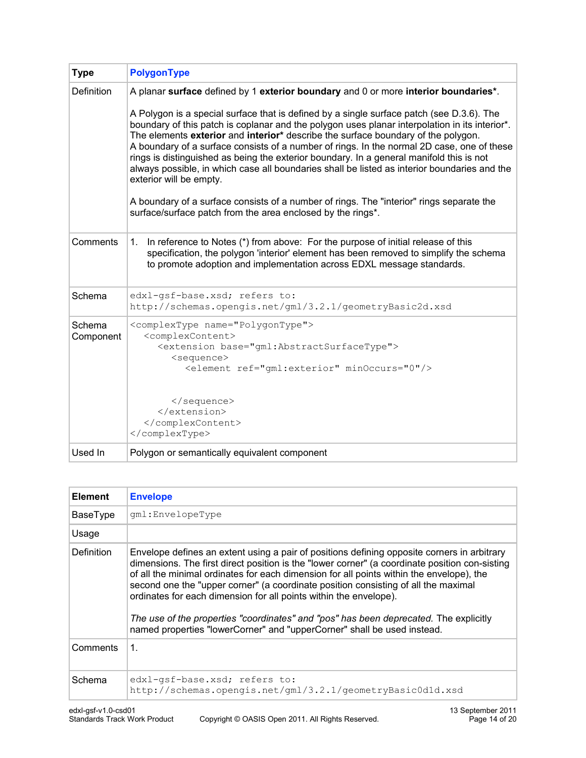| **Type** | **PolygonType** |
|---|---|
| Definition | A planar **surface** defined by 1 **exterior boundary** and 0 or more **interior boundaries***.<br><br>A Polygon is a special surface that is defined by a single surface patch (see D.3.6). The boundary of this patch is coplanar and the polygon uses planar interpolation in its interior*. The elements **exterior** and **interior*** describe the surface boundary of the polygon.<br>A boundary of a surface consists of a number of rings. In the normal 2D case, one of these rings is distinguished as being the exterior boundary. In a general manifold this is not always possible, in which case all boundaries shall be listed as interior boundaries and the exterior will be empty.<br><br>A boundary of a surface consists of a number of rings. The "interior" rings separate the surface/surface patch from the area enclosed by the rings*. |
| Comments | 1. In reference to Notes (*) from above: For the purpose of initial release of this specification, the polygon 'interior' element has been removed to simplify the schema to promote adoption and implementation across EDXL message standards. |
| Schema | `edxl-gsf-base.xsd; refers to:`<br>`http://schemas.opengis.net/gml/3.2.1/geometryBasic2d.xsd` |
| Schema Component | `<complexType name="PolygonType">`<br>`  <complexContent>`<br>`    <extension base="gml:AbstractSurfaceType">`<br>`      <sequence>`<br>`        <element ref="gml:exterior" minOccurs="0"/>`<br><br>`      </sequence>`<br>`    </extension>`<br>`  </complexContent>`<br>`</complexType>` |
| Used In | Polygon or semantically equivalent component |

| **Element** | **Envelope** |
|---|---|
| BaseType | `gml:EnvelopeType` |
| Usage | |
| Definition | Envelope defines an extent using a pair of positions defining opposite corners in arbitrary dimensions. The first direct position is the "lower corner" (a coordinate position con-sisting of all the minimal ordinates for each dimension for all points within the envelope), the second one the "upper corner" (a coordinate position consisting of all the maximal ordinates for each dimension for all points within the envelope).<br><br>*The use of the properties "coordinates" and "pos" has been deprecated.* The explicitly named properties "lowerCorner" and "upperCorner" shall be used instead. |
| Comments | 1. |
| Schema | `edxl-gsf-base.xsd; refers to:`<br>`http://schemas.opengis.net/gml/3.2.1/geometryBasic0d1d.xsd` |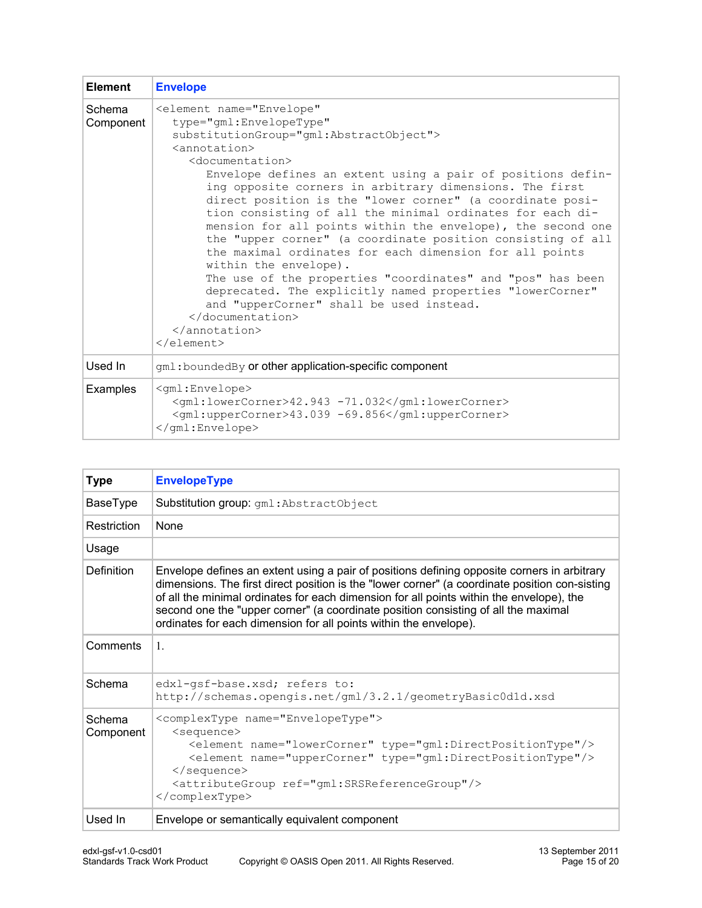| Element | Envelope |
| --- | --- |
| Schema Component | `<element name="Envelope" type="gml:EnvelopeType" substitutionGroup="gml:AbstractObject"> <annotation> <documentation> Envelope defines an extent using a pair of positions defin-ing opposite corners in arbitrary dimensions. The first direct position is the "lower corner" (a coordinate posi-tion consisting of all the minimal ordinates for each di-mension for all points within the envelope), the second one the "upper corner" (a coordinate position consisting of all the maximal ordinates for each dimension for all points within the envelope). The use of the properties "coordinates" and "pos" has been deprecated. The explicitly named properties "lowerCorner" and "upperCorner" shall be used instead. </documentation> </annotation> </element>` |
| Used In | `gml:boundedBy` or other application-specific component |
| Examples | `<gml:Envelope> <gml:lowerCorner>42.943 -71.032</gml:lowerCorner> <gml:upperCorner>43.039 -69.856</gml:upperCorner> </gml:Envelope>` |

| Type | EnvelopeType |
| --- | --- |
| BaseType | Substitution group: `gml:AbstractObject` |
| Restriction | None |
| Usage | |
| Definition | Envelope defines an extent using a pair of positions defining opposite corners in arbitrary dimensions. The first direct position is the "lower corner" (a coordinate position con-sisting of all the minimal ordinates for each dimension for all points within the envelope), the second one the "upper corner" (a coordinate position consisting of all the maximal ordinates for each dimension for all points within the envelope). |
| Comments | 1. |
| Schema | `edxl-gsf-base.xsd; refers to: http://schemas.opengis.net/gml/3.2.1/geometryBasic0d1d.xsd` |
| Schema Component | `<complexType name="EnvelopeType"> <sequence> <element name="lowerCorner" type="gml:DirectPositionType"/> <element name="upperCorner" type="gml:DirectPositionType"/> </sequence> <attributeGroup ref="gml:SRSReferenceGroup"/> </complexType>` |
| Used In | Envelope or semantically equivalent component |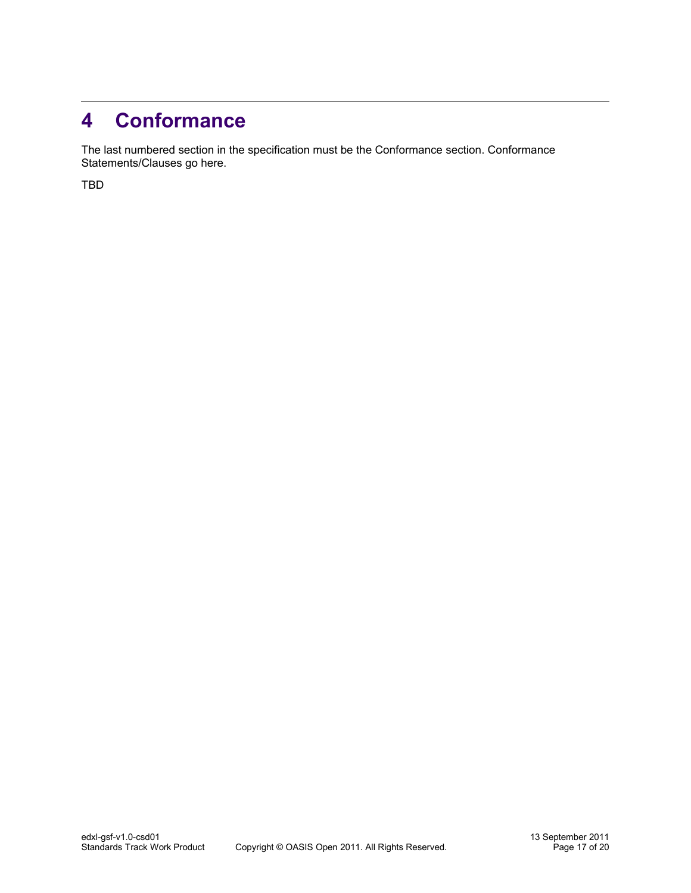# 4 Conformance

The last numbered section in the specification must be the Conformance section. Conformance Statements/Clauses go here.

TBD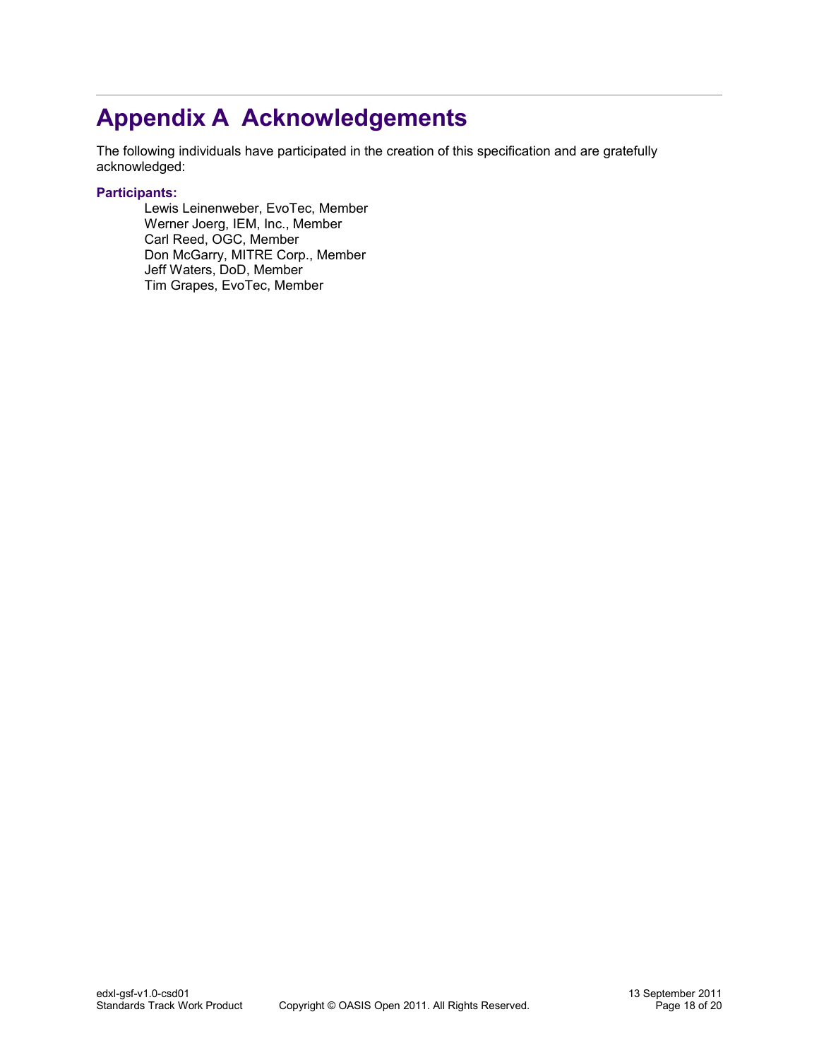# Appendix A Acknowledgements

The following individuals have participated in the creation of this specification and are gratefully acknowledged:

**Participants:**

Lewis Leinenweber, EvoTec, Member
Werner Joerg, IEM, Inc., Member
Carl Reed, OGC, Member
Don McGarry, MITRE Corp., Member
Jeff Waters, DoD, Member
Tim Grapes, EvoTec, Member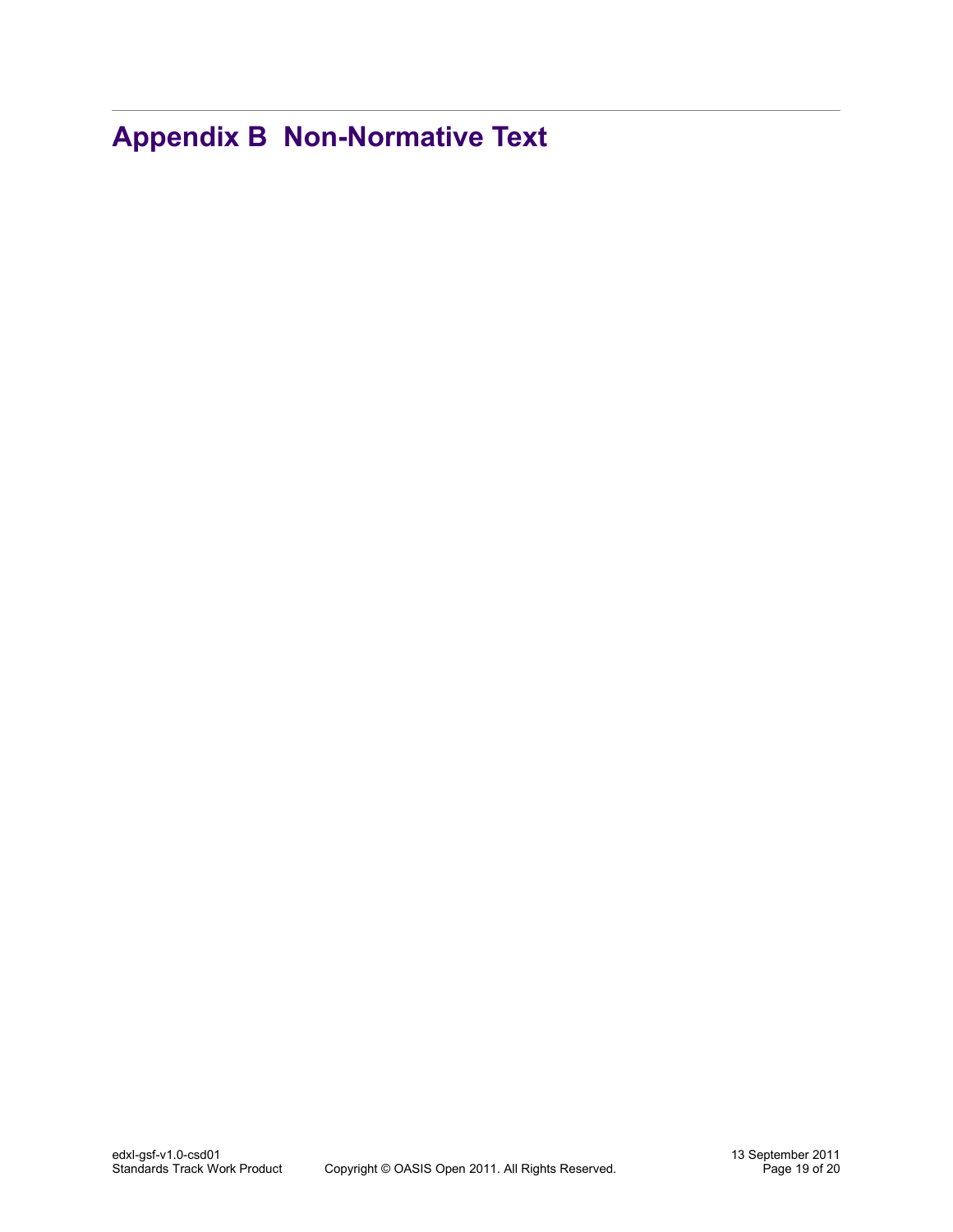# Appendix B  Non-Normative Text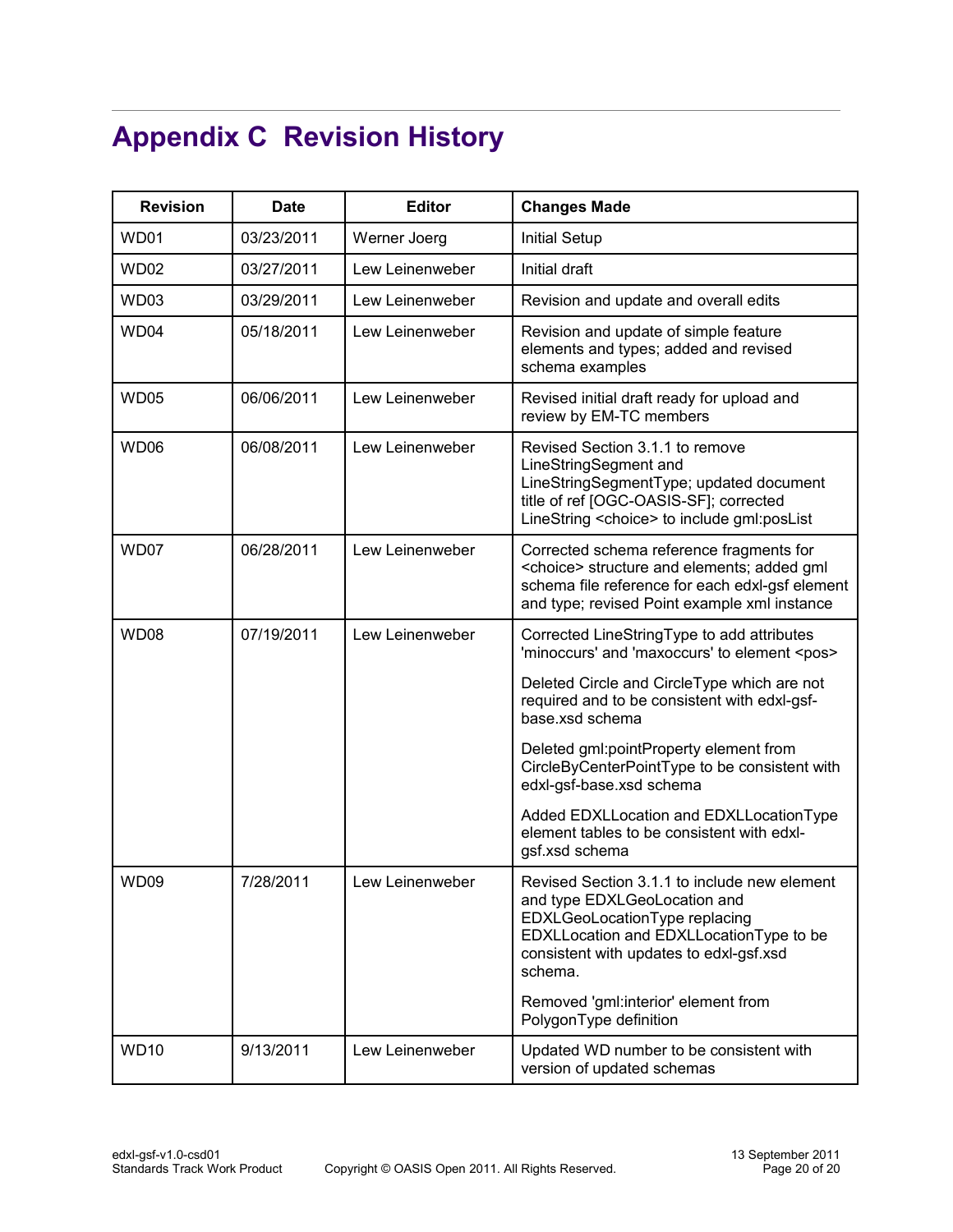# Appendix C Revision History

| Revision | Date | Editor | Changes Made |
|---|---|---|---|
| WD01 | 03/23/2011 | Werner Joerg | Initial Setup |
| WD02 | 03/27/2011 | Lew Leinenweber | Initial draft |
| WD03 | 03/29/2011 | Lew Leinenweber | Revision and update and overall edits |
| WD04 | 05/18/2011 | Lew Leinenweber | Revision and update of simple feature elements and types; added and revised schema examples |
| WD05 | 06/06/2011 | Lew Leinenweber | Revised initial draft ready for upload and review by EM-TC members |
| WD06 | 06/08/2011 | Lew Leinenweber | Revised Section 3.1.1 to remove LineStringSegment and LineStringSegmentType; updated document title of ref [OGC-OASIS-SF]; corrected LineString <choice> to include gml:posList |
| WD07 | 06/28/2011 | Lew Leinenweber | Corrected schema reference fragments for <choice> structure and elements; added gml schema file reference for each edxl-gsf element and type; revised Point example xml instance |
| WD08 | 07/19/2011 | Lew Leinenweber | Corrected LineStringType to add attributes 'minoccurs' and 'maxoccurs' to element <pos><br><br>Deleted Circle and CircleType which are not required and to be consistent with edxl-gsf-base.xsd schema<br><br>Deleted gml:pointProperty element from CircleByCenterPointType to be consistent with edxl-gsf-base.xsd schema<br><br>Added EDXLLocation and EDXLLocationType element tables to be consistent with edxl-gsf.xsd schema |
| WD09 | 7/28/2011 | Lew Leinenweber | Revised Section 3.1.1 to include new element and type EDXLGeoLocation and EDXLGeoLocationType replacing EDXLLocation and EDXLLocationType to be consistent with updates to edxl-gsf.xsd schema.<br><br>Removed 'gml:interior' element from PolygonType definition |
| WD10 | 9/13/2011 | Lew Leinenweber | Updated WD number to be consistent with version of updated schemas |